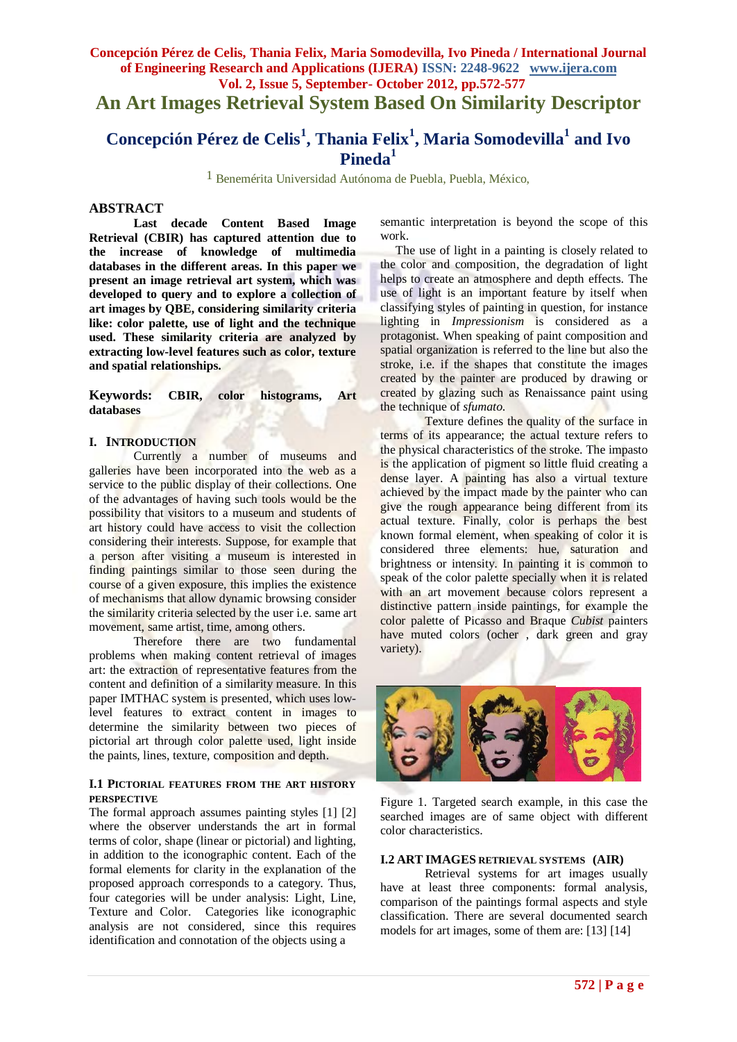# An Art Images Retrieval System Based On Similarity Descriptor

**Concepción Pérez de Celis[1], Thania Felix[1], Maria Somodevilla[1] and Ivo Pineda[1]**

[1] Benemérita Universidad Autónoma de Puebla, Puebla, México,

## ABSTRACT

**Last decade Content Based Image Retrieval (CBIR) has captured attention due to the increase of knowledge of multimedia databases in the different areas. In this paper we present an image retrieval art system, which was developed to query and to explore a collection of art images by QBE, considering similarity criteria like: color palette, use of light and the technique used. These similarity criteria are analyzed by extracting low-level features such as color, texture and spatial relationships.**

**Keywords: CBIR, color histograms, Art databases**

## I. INTRODUCTION

Currently a number of museums and galleries have been incorporated into the web as a service to the public display of their collections. One of the advantages of having such tools would be the possibility that visitors to a museum and students of art history could have access to visit the collection considering their interests. Suppose, for example that a person after visiting a museum is interested in finding paintings similar to those seen during the course of a given exposure, this implies the existence of mechanisms that allow dynamic browsing consider the similarity criteria selected by the user i.e. same art movement, same artist, time, among others.

Therefore there are two fundamental problems when making content retrieval of images art: the extraction of representative features from the content and definition of a similarity measure. In this paper IMTHAC system is presented, which uses low-level features to extract content in images to determine the similarity between two pieces of pictorial art through color palette used, light inside the paints, lines, texture, composition and depth.

### I.1 PICTORIAL FEATURES FROM THE ART HISTORY PERSPECTIVE

The formal approach assumes painting styles [1] [2] where the observer understands the art in formal terms of color, shape (linear or pictorial) and lighting, in addition to the iconographic content. Each of the formal elements for clarity in the explanation of the proposed approach corresponds to a category. Thus, four categories will be under analysis: Light, Line, Texture and Color. Categories like iconographic analysis are not considered, since this requires identification and connotation of the objects using a semantic interpretation is beyond the scope of this work.

The use of light in a painting is closely related to the color and composition, the degradation of light helps to create an atmosphere and depth effects. The use of light is an important feature by itself when classifying styles of painting in question, for instance lighting in *Impressionism* is considered as a protagonist. When speaking of paint composition and spatial organization is referred to the line but also the stroke, i.e. if the shapes that constitute the images created by the painter are produced by drawing or created by glazing such as Renaissance paint using the technique of *sfumato.*

Texture defines the quality of the surface in terms of its appearance; the actual texture refers to the physical characteristics of the stroke. The impasto is the application of pigment so little fluid creating a dense layer. A painting has also a virtual texture achieved by the impact made by the painter who can give the rough appearance being different from its actual texture. Finally, color is perhaps the best known formal element, when speaking of color it is considered three elements: hue, saturation and brightness or intensity. In painting it is common to speak of the color palette specially when it is related with an art movement because colors represent a distinctive pattern inside paintings, for example the color palette of Picasso and Braque *Cubist* painters have muted colors (ocher , dark green and gray variety).

Figure 1. Targeted search example, in this case the searched images are of same object with different color characteristics.

### I.2 ART IMAGES RETRIEVAL SYSTEMS (AIR)

Retrieval systems for art images usually have at least three components: formal analysis, comparison of the paintings formal aspects and style classification. There are several documented search models for art images, some of them are: [13] [14]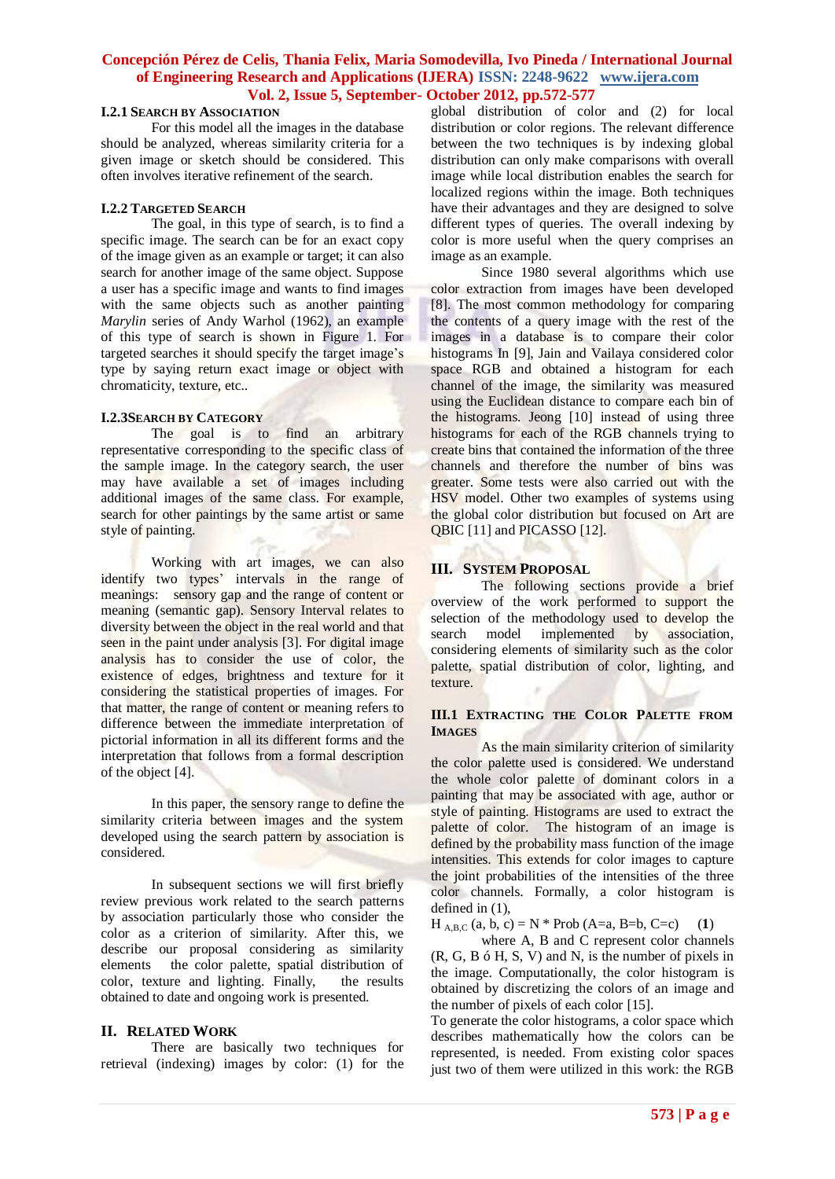#### I.2.1 Search by Association

For this model all the images in the database should be analyzed, whereas similarity criteria for a given image or sketch should be considered. This often involves iterative refinement of the search.

#### I.2.2 Targeted Search

The goal, in this type of search, is to find a specific image. The search can be for an exact copy of the image given as an example or target; it can also search for another image of the same object. Suppose a user has a specific image and wants to find images with the same objects such as another painting *Marylin* series of Andy Warhol (1962), an example of this type of search is shown in Figure 1. For targeted searches it should specify the target image's type by saying return exact image or object with chromaticity, texture, etc..

#### I.2.3Search by Category

The goal is to find an arbitrary representative corresponding to the specific class of the sample image. In the category search, the user may have available a set of images including additional images of the same class. For example, search for other paintings by the same artist or same style of painting.

Working with art images, we can also identify two types' intervals in the range of meanings: sensory gap and the range of content or meaning (semantic gap). Sensory Interval relates to diversity between the object in the real world and that seen in the paint under analysis [3]. For digital image analysis has to consider the use of color, the existence of edges, brightness and texture for it considering the statistical properties of images. For that matter, the range of content or meaning refers to difference between the immediate interpretation of pictorial information in all its different forms and the interpretation that follows from a formal description of the object [4].

In this paper, the sensory range to define the similarity criteria between images and the system developed using the search pattern by association is considered.

In subsequent sections we will first briefly review previous work related to the search patterns by association particularly those who consider the color as a criterion of similarity. After this, we describe our proposal considering as similarity elements the color palette, spatial distribution of color, texture and lighting. Finally, the results obtained to date and ongoing work is presented.

## II. Related Work

There are basically two techniques for retrieval (indexing) images by color: (1) for the global distribution of color and (2) for local distribution or color regions. The relevant difference between the two techniques is by indexing global distribution can only make comparisons with overall image while local distribution enables the search for localized regions within the image. Both techniques have their advantages and they are designed to solve different types of queries. The overall indexing by color is more useful when the query comprises an image as an example.

Since 1980 several algorithms which use color extraction from images have been developed [8]. The most common methodology for comparing the contents of a query image with the rest of the images in a database is to compare their color histograms In [9], Jain and Vailaya considered color space RGB and obtained a histogram for each channel of the image, the similarity was measured using the Euclidean distance to compare each bin of the histograms. Jeong [10] instead of using three histograms for each of the RGB channels trying to create bins that contained the information of the three channels and therefore the number of bins was greater. Some tests were also carried out with the HSV model. Other two examples of systems using the global color distribution but focused on Art are QBIC [11] and PICASSO [12].

## III. System Proposal

The following sections provide a brief overview of the work performed to support the selection of the methodology used to develop the search model implemented by association, considering elements of similarity such as the color palette, spatial distribution of color, lighting, and texture.

### III.1 Extracting the Color Palette from Images

As the main similarity criterion of similarity the color palette used is considered. We understand the whole color palette of dominant colors in a painting that may be associated with age, author or style of painting. Histograms are used to extract the palette of color. The histogram of an image is defined by the probability mass function of the image intensities. This extends for color images to capture the joint probabilities of the intensities of the three color channels. Formally, a color histogram is defined in (1),

$$H_{A,B,C}(a, b, c) = N * \text{Prob}(A=a, B=b, C=c) \quad \textbf{(1)}$$

where A, B and C represent color channels (R, G, B ó H, S, V) and N, is the number of pixels in the image. Computationally, the color histogram is obtained by discretizing the colors of an image and the number of pixels of each color [15].

To generate the color histograms, a color space which describes mathematically how the colors can be represented, is needed. From existing color spaces just two of them were utilized in this work: the RGB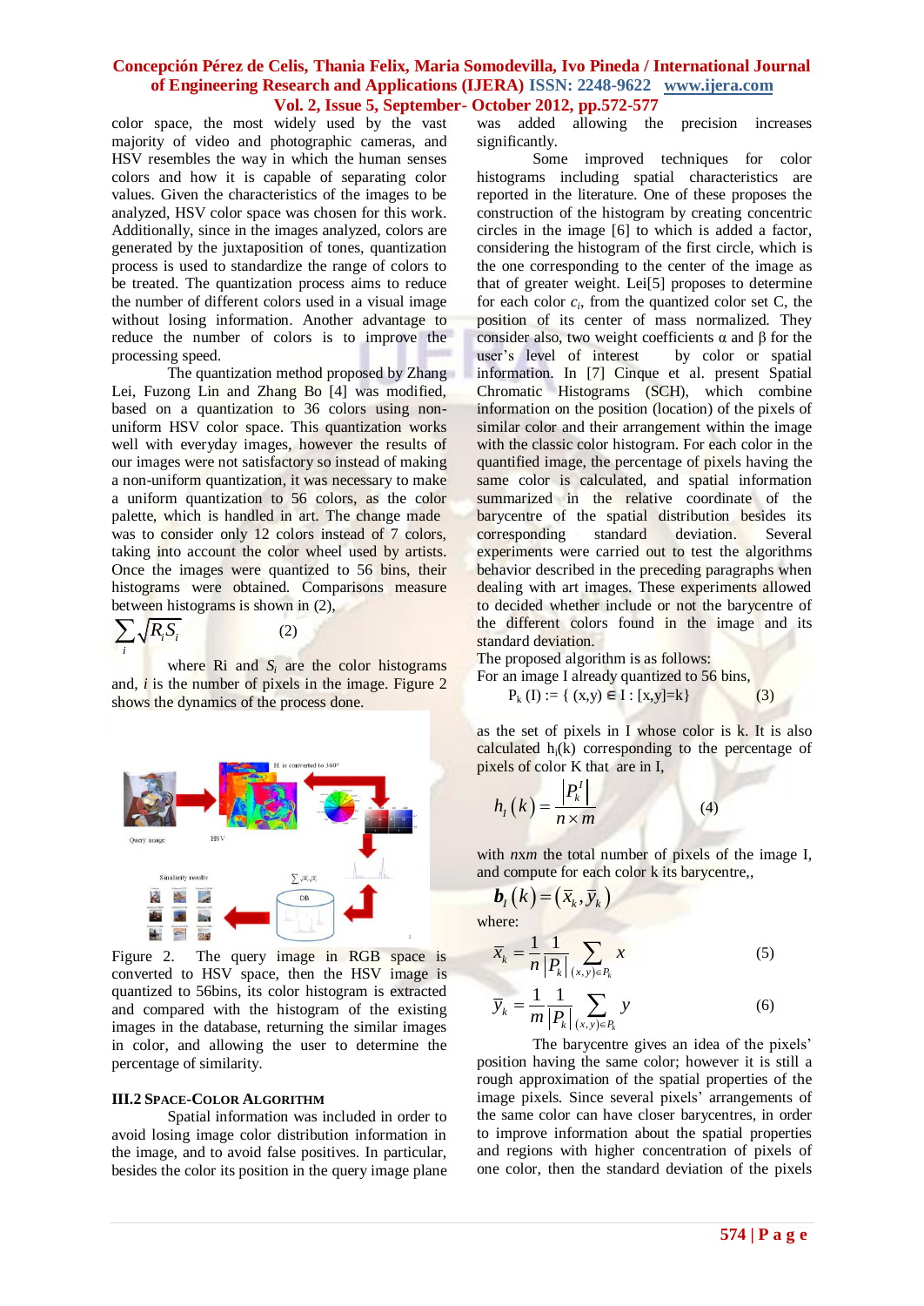color space, the most widely used by the vast majority of video and photographic cameras, and HSV resembles the way in which the human senses colors and how it is capable of separating color values. Given the characteristics of the images to be analyzed, HSV color space was chosen for this work. Additionally, since in the images analyzed, colors are generated by the juxtaposition of tones, quantization process is used to standardize the range of colors to be treated. The quantization process aims to reduce the number of different colors used in a visual image without losing information. Another advantage to reduce the number of colors is to improve the processing speed.

The quantization method proposed by Zhang Lei, Fuzong Lin and Zhang Bo [4] was modified, based on a quantization to 36 colors using non-uniform HSV color space. This quantization works well with everyday images, however the results of our images were not satisfactory so instead of making a non-uniform quantization, it was necessary to make a uniform quantization to 56 colors, as the color palette, which is handled in art. The change made was to consider only 12 colors instead of 7 colors, taking into account the color wheel used by artists. Once the images were quantized to 56 bins, their histograms were obtained. Comparisons measure between histograms is shown in (2),

$$\sum_i \sqrt{R_i S_i} \qquad (2)$$

where Ri and $S_i$ are the color histograms and, $i$ is the number of pixels in the image. Figure 2 shows the dynamics of the process done.

Figure 2. The query image in RGB space is converted to HSV space, then the HSV image is quantized to 56bins, its color histogram is extracted and compared with the histogram of the existing images in the database, returning the similar images in color, and allowing the user to determine the percentage of similarity.

### III.2 Space-Color Algorithm

Spatial information was included in order to avoid losing image color distribution information in the image, and to avoid false positives. In particular, besides the color its position in the query image plane was added allowing the precision increases significantly.

Some improved techniques for color histograms including spatial characteristics are reported in the literature. One of these proposes the construction of the histogram by creating concentric circles in the image [6] to which is added a factor, considering the histogram of the first circle, which is the one corresponding to the center of the image as that of greater weight. Lei[5] proposes to determine for each color $c_i$, from the quantized color set C, the position of its center of mass normalized. They consider also, two weight coefficients α and β for the user's level of interest by color or spatial information. In [7] Cinque et al. present Spatial Chromatic Histograms (SCH), which combine information on the position (location) of the pixels of similar color and their arrangement within the image with the classic color histogram. For each color in the quantified image, the percentage of pixels having the same color is calculated, and spatial information summarized in the relative coordinate of the barycentre of the spatial distribution besides its corresponding standard deviation. Several experiments were carried out to test the algorithms behavior described in the preceding paragraphs when dealing with art images. These experiments allowed to decided whether include or not the barycentre of the different colors found in the image and its standard deviation.

The proposed algorithm is as follows:

For an image I already quantized to 56 bins,

$$P_k(I) := \{ (x,y) \in I : [x,y]=k \} \qquad (3)$$

as the set of pixels in I whose color is k. It is also calculated $h_I(k)$ corresponding to the percentage of pixels of color K that are in I,

$$h_I(k) = \frac{|P_k^I|}{n \times m} \qquad (4)$$

with $nxm$ the total number of pixels of the image I, and compute for each color k its barycentre,,

$$\boldsymbol{b}_I(k) = (\bar{x}_k, \bar{y}_k)$$

where:

$$\bar{x}_k = \frac{1}{n}\frac{1}{|P_k|}\sum_{(x,y)\in P_k} x \qquad (5)$$

$$\bar{y}_k = \frac{1}{m}\frac{1}{|P_k|}\sum_{(x,y)\in P_k} y \qquad (6)$$

The barycentre gives an idea of the pixels' position having the same color; however it is still a rough approximation of the spatial properties of the image pixels. Since several pixels' arrangements of the same color can have closer barycentres, in order to improve information about the spatial properties and regions with higher concentration of pixels of one color, then the standard deviation of the pixels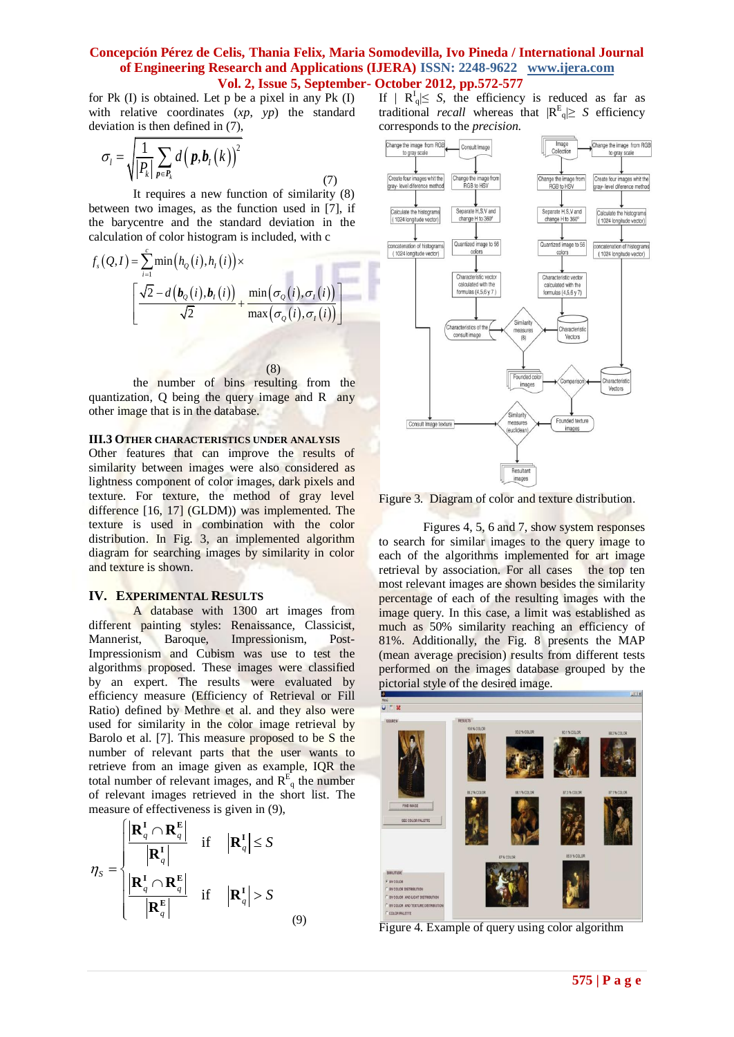for Pk (I) is obtained. Let p be a pixel in any Pk (I) with relative coordinates (*xp, yp*) the standard deviation is then defined in (7),

$$\sigma_l = \sqrt{\frac{1}{|P_k|}\sum_{p\in P_k} d\left(\boldsymbol{p},\boldsymbol{b}_l(k)\right)^2} \qquad (7)$$

It requires a new function of similarity (8) between two images, as the function used in [7], if the barycentre and the standard deviation in the calculation of color histogram is included, with c

$$f_s(Q,I)=\sum_{i=1}^{c}\min\left(h_Q(i),h_I(i)\right)\times \left[\frac{\sqrt{2}-d\left(\boldsymbol{b}_Q(i),\boldsymbol{b}_I(i)\right)}{\sqrt{2}}+\frac{\min\left(\sigma_Q(i),\sigma_I(i)\right)}{\max\left(\sigma_Q(i),\sigma_I(i)\right)}\right] \qquad (8)$$

the number of bins resulting from the quantization, Q being the query image and R any other image that is in the database.

### III.3 OTHER CHARACTERISTICS UNDER ANALYSIS

Other features that can improve the results of similarity between images were also considered as lightness component of color images, dark pixels and texture. For texture, the method of gray level difference [16, 17] (GLDM)) was implemented. The texture is used in combination with the color distribution. In Fig. 3, an implemented algorithm diagram for searching images by similarity in color and texture is shown.

## IV. EXPERIMENTAL RESULTS

A database with 1300 art images from different painting styles: Renaissance, Classicist, Mannerist, Baroque, Impressionism, Post-Impressionism and Cubism was use to test the algorithms proposed. These images were classified by an expert. The results were evaluated by efficiency measure (Efficiency of Retrieval or Fill Ratio) defined by Methre et al. and they also were used for similarity in the color image retrieval by Barolo et al. [7]. This measure proposed to be S the number of relevant parts that the user wants to retrieve from an image given as example, IQR the total number of relevant images, and $R^E_q$ the number of relevant images retrieved in the short list. The measure of effectiveness is given in (9),

$$\eta_S=\begin{cases}\dfrac{\left|\mathbf{R}^{\mathbf{I}}_q\cap\mathbf{R}^{\mathbf{E}}_q\right|}{\left|\mathbf{R}^{\mathbf{I}}_q\right|} & \text{if}\quad \left|\mathbf{R}^{\mathbf{I}}_q\right|\le S\\[2ex] \dfrac{\left|\mathbf{R}^{\mathbf{I}}_q\cap\mathbf{R}^{\mathbf{E}}_q\right|}{\left|\mathbf{R}^{\mathbf{E}}_q\right|} & \text{if}\quad \left|\mathbf{R}^{\mathbf{I}}_q\right|> S\end{cases} \qquad (9)$$

If $|R^I_q|\le S$, the efficiency is reduced as far as traditional *recall* whereas that $|R^E_q|\ge S$ efficiency corresponds to the *precision.*

Figure 3. Diagram of color and texture distribution.

Figures 4, 5, 6 and 7, show system responses to search for similar images to the query image to each of the algorithms implemented for art image retrieval by association. For all cases the top ten most relevant images are shown besides the similarity percentage of each of the resulting images with the image query. In this case, a limit was established as much as 50% similarity reaching an efficiency of 81%. Additionally, the Fig. 8 presents the MAP (mean average precision) results from different tests performed on the images database grouped by the pictorial style of the desired image.

Figure 4. Example of query using color algorithm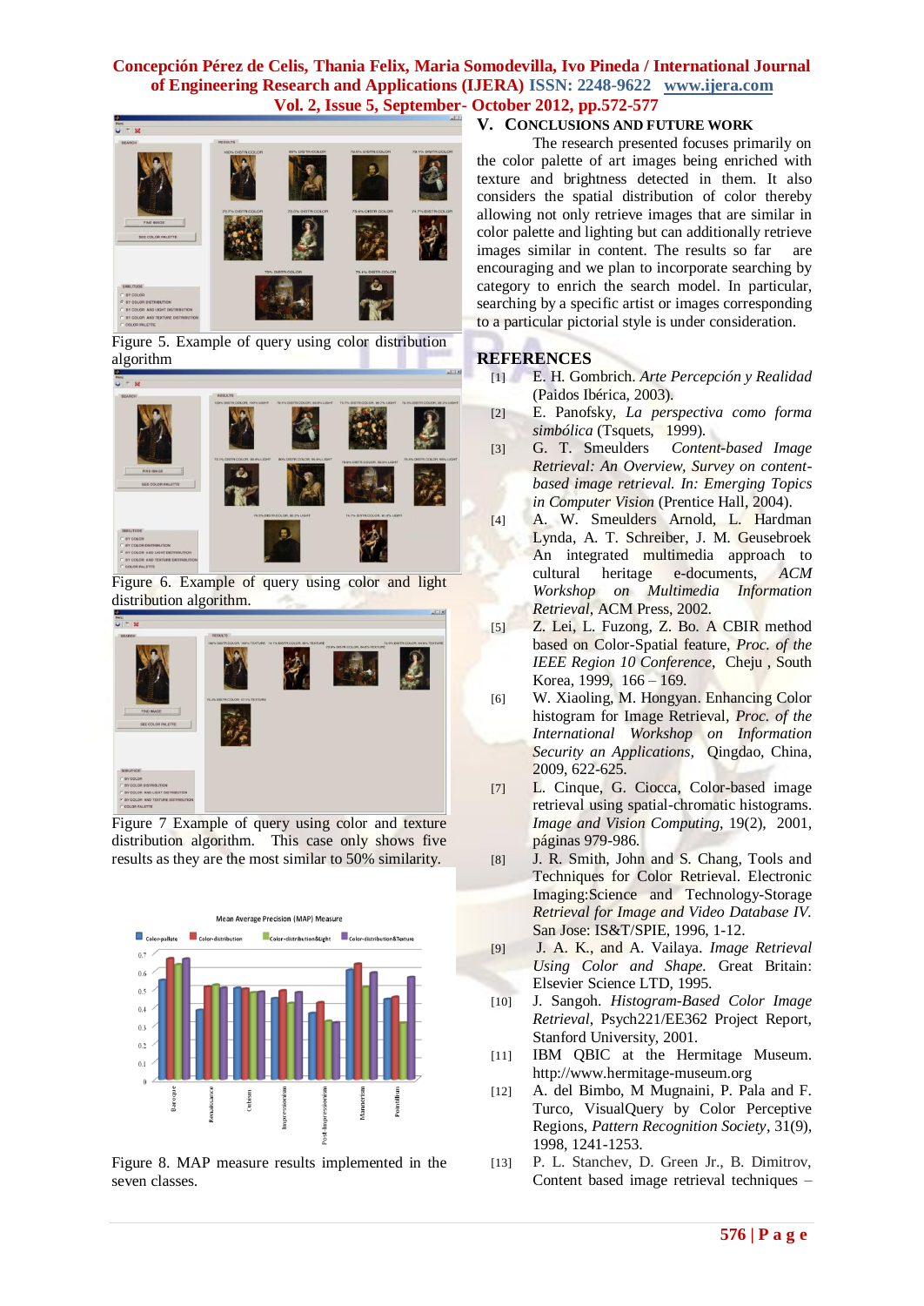Figure 5. Example of query using color distribution algorithm

Figure 6. Example of query using color and light distribution algorithm.

Figure 7 Example of query using color and texture distribution algorithm. This case only shows five results as they are the most similar to 50% similarity.

Figure 8. MAP measure results implemented in the seven classes.

## V. CONCLUSIONS AND FUTURE WORK

The research presented focuses primarily on the color palette of art images being enriched with texture and brightness detected in them. It also considers the spatial distribution of color thereby allowing not only retrieve images that are similar in color palette and lighting but can additionally retrieve images similar in content. The results so far are encouraging and we plan to incorporate searching by category to enrich the search model. In particular, searching by a specific artist or images corresponding to a particular pictorial style is under consideration.

## REFERENCES

[1] E. H. Gombrich. *Arte Percepción y Realidad* (Paidos Ibérica, 2003).

[2] E. Panofsky, *La perspectiva como forma simbólica* (Tsquets, 1999).

[3] G. T. Smeulders *Content-based Image Retrieval: An Overview, Survey on content-based image retrieval. In: Emerging Topics in Computer Vision* (Prentice Hall, 2004).

[4] A. W. Smeulders Arnold, L. Hardman Lynda, A. T. Schreiber, J. M. Geusebroek An integrated multimedia approach to cultural heritage e-documents, *ACM Workshop on Multimedia Information Retrieval*, ACM Press, 2002.

[5] Z. Lei, L. Fuzong, Z. Bo. A CBIR method based on Color-Spatial feature, *Proc. of the IEEE Region 10 Conference*, Cheju , South Korea, 1999, 166 – 169.

[6] W. Xiaoling, M. Hongyan. Enhancing Color histogram for Image Retrieval, *Proc. of the International Workshop on Information Security an Applications*, Qingdao, China, 2009, 622-625.

[7] L. Cinque, G. Ciocca, Color-based image retrieval using spatial-chromatic histograms. *Image and Vision Computing*, 19(2), 2001, páginas 979-986.

[8] J. R. Smith, John and S. Chang, Tools and Techniques for Color Retrieval. Electronic Imaging:Science and Technology-Storage *Retrieval for Image and Video Database IV*. San Jose: IS&T/SPIE, 1996, 1-12.

[9] J. A. K., and A. Vailaya. *Image Retrieval Using Color and Shape*. Great Britain: Elsevier Science LTD, 1995.

[10] J. Sangoh. *Histogram-Based Color Image Retrieval*, Psych221/EE362 Project Report, Stanford University, 2001.

[11] IBM QBIC at the Hermitage Museum. http://www.hermitage-museum.org

[12] A. del Bimbo, M Mugnaini, P. Pala and F. Turco, VisualQuery by Color Perceptive Regions, *Pattern Recognition Society*, 31(9), 1998, 1241-1253.

[13] P. L. Stanchev, D. Green Jr., B. Dimitrov, Content based image retrieval techniques –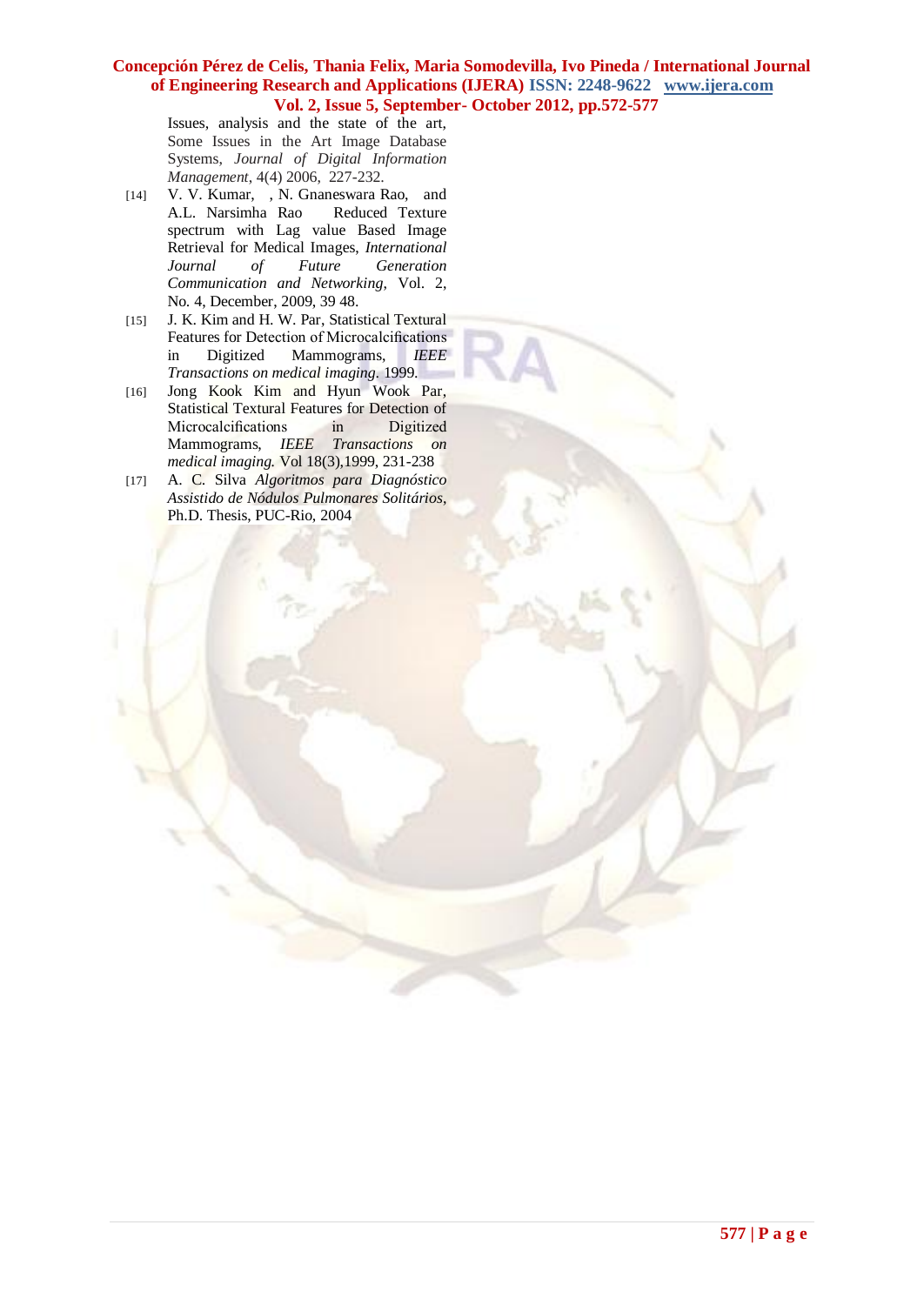Issues, analysis and the state of the art, Some Issues in the Art Image Database Systems, *Journal of Digital Information Management*, 4(4) 2006, 227-232.

[14] V. V. Kumar, , N. Gnaneswara Rao, and A.L. Narsimha Rao Reduced Texture spectrum with Lag value Based Image Retrieval for Medical Images, *International Journal of Future Generation Communication and Networking*, Vol. 2, No. 4, December, 2009, 39 48.

[15] J. K. Kim and H. W. Par, Statistical Textural Features for Detection of Microcalcifications in Digitized Mammograms, *IEEE Transactions on medical imaging*. 1999.

[16] Jong Kook Kim and Hyun Wook Par, Statistical Textural Features for Detection of Microcalcifications in Digitized Mammograms, *IEEE Transactions on medical imaging.* Vol 18(3),1999, 231-238

[17] A. C. Silva *Algoritmos para Diagnóstico Assistido de Nódulos Pulmonares Solitários*, Ph.D. Thesis, PUC-Rio, 2004